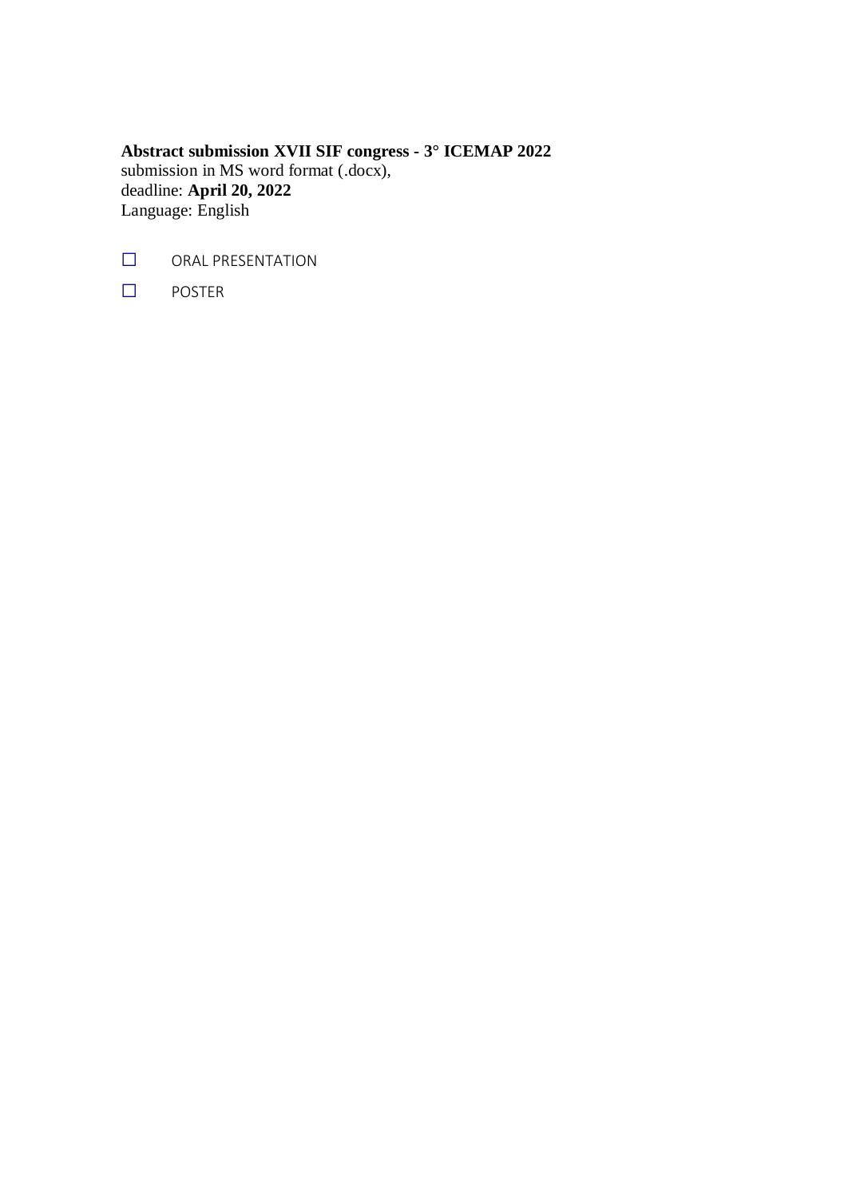**Abstract submission XVII SIF congress - 3° ICEMAP 2022**
submission in MS word format (.docx),
deadline: **April 20, 2022**
Language: English

☐ ORAL PRESENTATION

☐ POSTER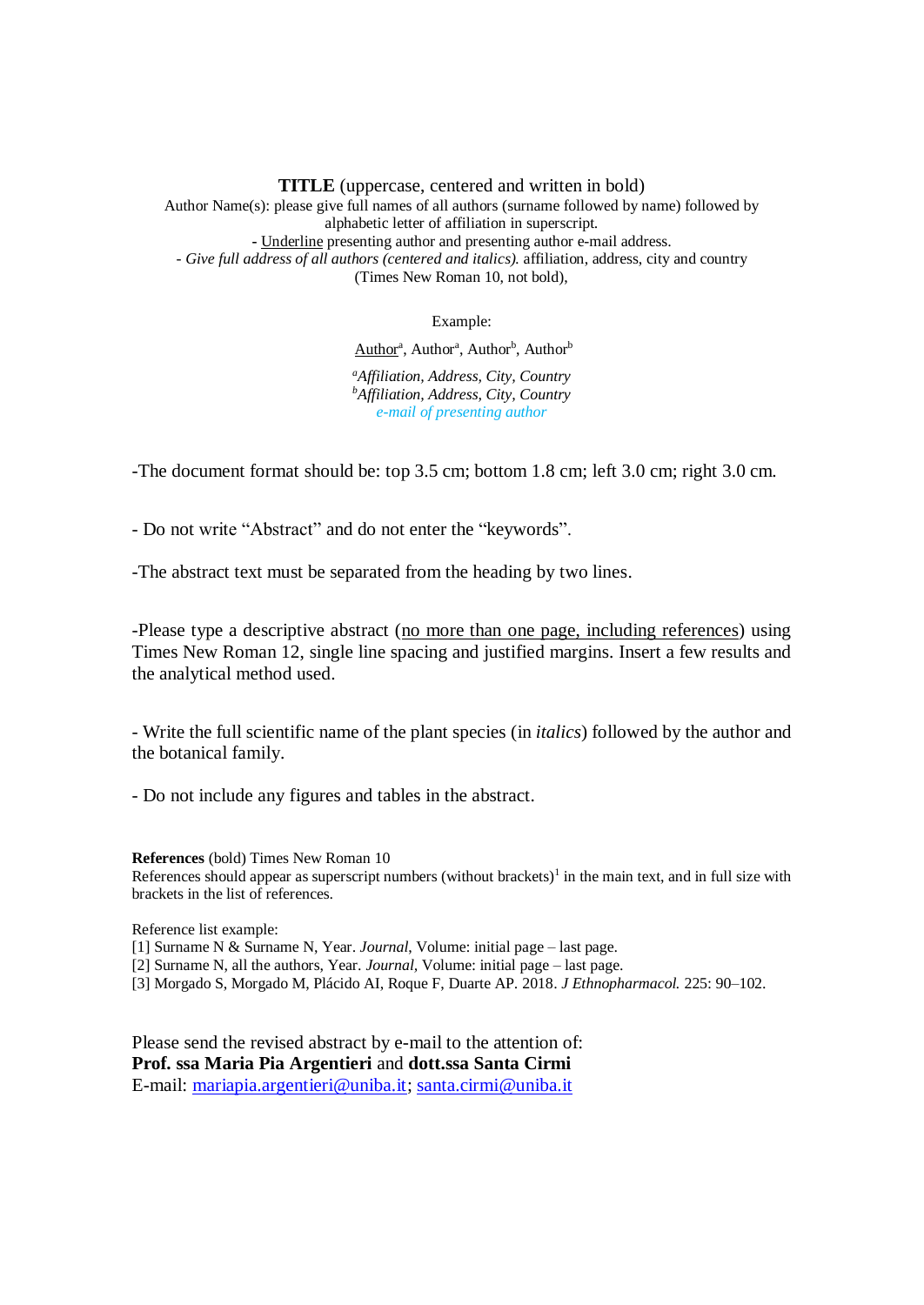**TITLE** (uppercase, centered and written in bold)

Author Name(s): please give full names of all authors (surname followed by name) followed by alphabetic letter of affiliation in superscript.

- Underline presenting author and presenting author e-mail address.

- *Give full address of all authors (centered and italics).* affiliation, address, city and country (Times New Roman 10, not bold),

Example:

Author[a], Author[a], Author[b], Author[b]

*[a]Affiliation, Address, City, Country*
*[b]Affiliation, Address, City, Country*
*e-mail of presenting author*

-The document format should be: top 3.5 cm; bottom 1.8 cm; left 3.0 cm; right 3.0 cm.

- Do not write "Abstract" and do not enter the "keywords".

-The abstract text must be separated from the heading by two lines.

-Please type a descriptive abstract (no more than one page, including references) using Times New Roman 12, single line spacing and justified margins. Insert a few results and the analytical method used.

- Write the full scientific name of the plant species (in *italics*) followed by the author and the botanical family.

- Do not include any figures and tables in the abstract.

**References** (bold) Times New Roman 10

References should appear as superscript numbers (without brackets)[1] in the main text, and in full size with brackets in the list of references.

Reference list example:

[1] Surname N & Surname N, Year. *Journal*, Volume: initial page – last page.
[2] Surname N, all the authors, Year. *Journal*, Volume: initial page – last page.
[3] Morgado S, Morgado M, Plácido AI, Roque F, Duarte AP. 2018. *J Ethnopharmacol.* 225: 90–102.

Please send the revised abstract by e-mail to the attention of:
**Prof. ssa Maria Pia Argentieri** and **dott.ssa Santa Cirmi**
E-mail: mariapia.argentieri@uniba.it; santa.cirmi@uniba.it